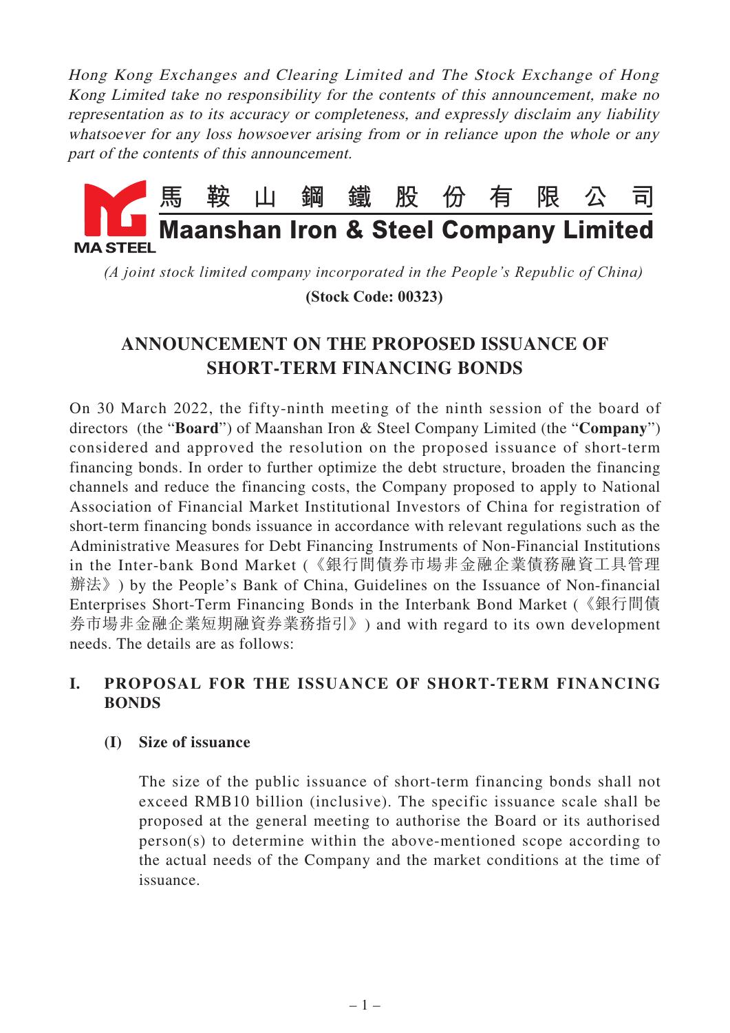*Hong Kong Exchanges and Clearing Limited and The Stock Exchange of Hong Kong Limited take no responsibility for the contents of this announcement, make no representation as to its accuracy or completeness, and expressly disclaim any liability whatsoever for any loss howsoever arising from or in reliance upon the whole or any part of the contents of this announcement.*

MA STEEL

# 馬 鞍 山 鋼 鐵 股 份 有 限 公 司
# Maanshan Iron & Steel Company Limited

*(A joint stock limited company incorporated in the People's Republic of China)*

**(Stock Code: 00323)**

## ANNOUNCEMENT ON THE PROPOSED ISSUANCE OF SHORT-TERM FINANCING BONDS

On 30 March 2022, the fifty-ninth meeting of the ninth session of the board of directors (the "**Board**") of Maanshan Iron & Steel Company Limited (the "**Company**") considered and approved the resolution on the proposed issuance of short-term financing bonds. In order to further optimize the debt structure, broaden the financing channels and reduce the financing costs, the Company proposed to apply to National Association of Financial Market Institutional Investors of China for registration of short-term financing bonds issuance in accordance with relevant regulations such as the Administrative Measures for Debt Financing Instruments of Non-Financial Institutions in the Inter-bank Bond Market (《銀行間債券市場非金融企業債務融資工具管理辦法》) by the People's Bank of China, Guidelines on the Issuance of Non-financial Enterprises Short-Term Financing Bonds in the Interbank Bond Market (《銀行間債券市場非金融企業短期融資券業務指引》) and with regard to its own development needs. The details are as follows:

### I. PROPOSAL FOR THE ISSUANCE OF SHORT-TERM FINANCING BONDS

#### (I) Size of issuance

The size of the public issuance of short-term financing bonds shall not exceed RMB10 billion (inclusive). The specific issuance scale shall be proposed at the general meeting to authorise the Board or its authorised person(s) to determine within the above-mentioned scope according to the actual needs of the Company and the market conditions at the time of issuance.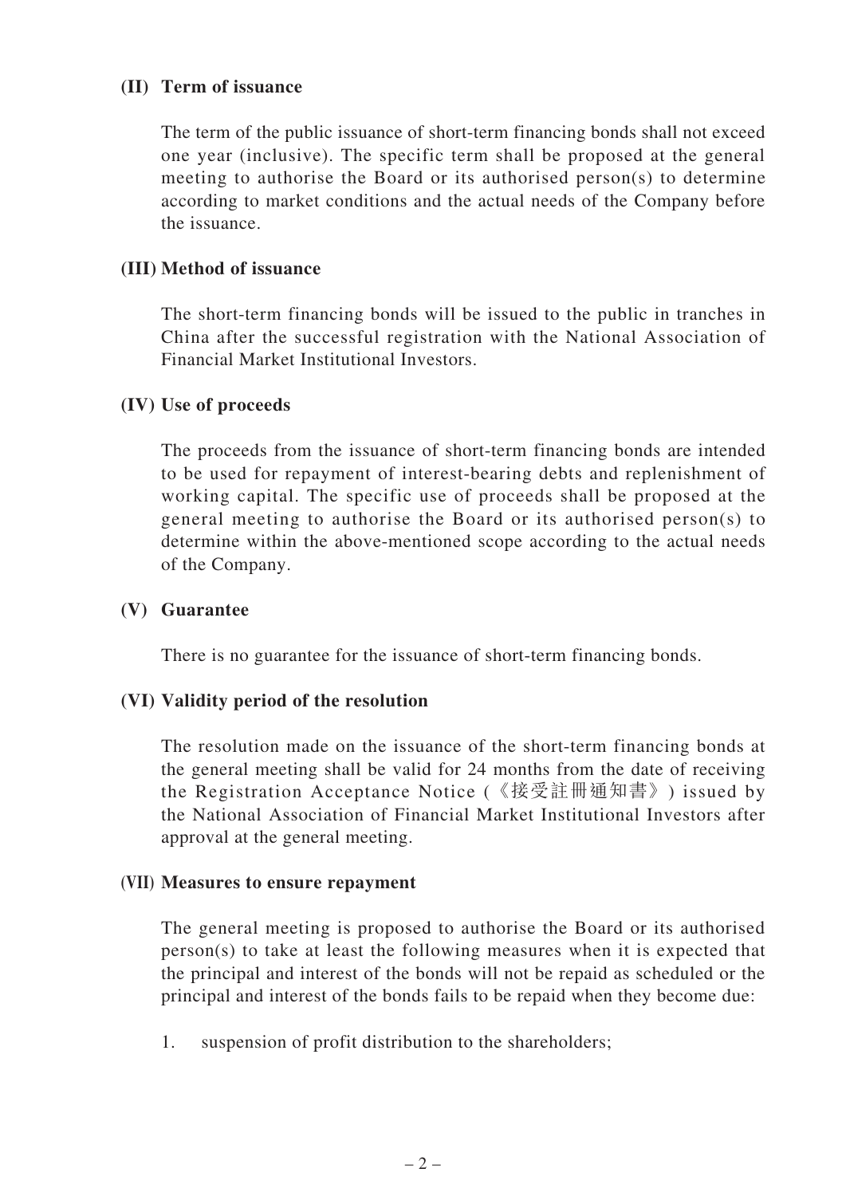**(II) Term of issuance**

The term of the public issuance of short-term financing bonds shall not exceed one year (inclusive). The specific term shall be proposed at the general meeting to authorise the Board or its authorised person(s) to determine according to market conditions and the actual needs of the Company before the issuance.

**(III) Method of issuance**

The short-term financing bonds will be issued to the public in tranches in China after the successful registration with the National Association of Financial Market Institutional Investors.

**(IV) Use of proceeds**

The proceeds from the issuance of short-term financing bonds are intended to be used for repayment of interest-bearing debts and replenishment of working capital. The specific use of proceeds shall be proposed at the general meeting to authorise the Board or its authorised person(s) to determine within the above-mentioned scope according to the actual needs of the Company.

**(V) Guarantee**

There is no guarantee for the issuance of short-term financing bonds.

**(VI) Validity period of the resolution**

The resolution made on the issuance of the short-term financing bonds at the general meeting shall be valid for 24 months from the date of receiving the Registration Acceptance Notice (《接受註冊通知書》) issued by the National Association of Financial Market Institutional Investors after approval at the general meeting.

**(VII) Measures to ensure repayment**

The general meeting is proposed to authorise the Board or its authorised person(s) to take at least the following measures when it is expected that the principal and interest of the bonds will not be repaid as scheduled or the principal and interest of the bonds fails to be repaid when they become due:

1. suspension of profit distribution to the shareholders;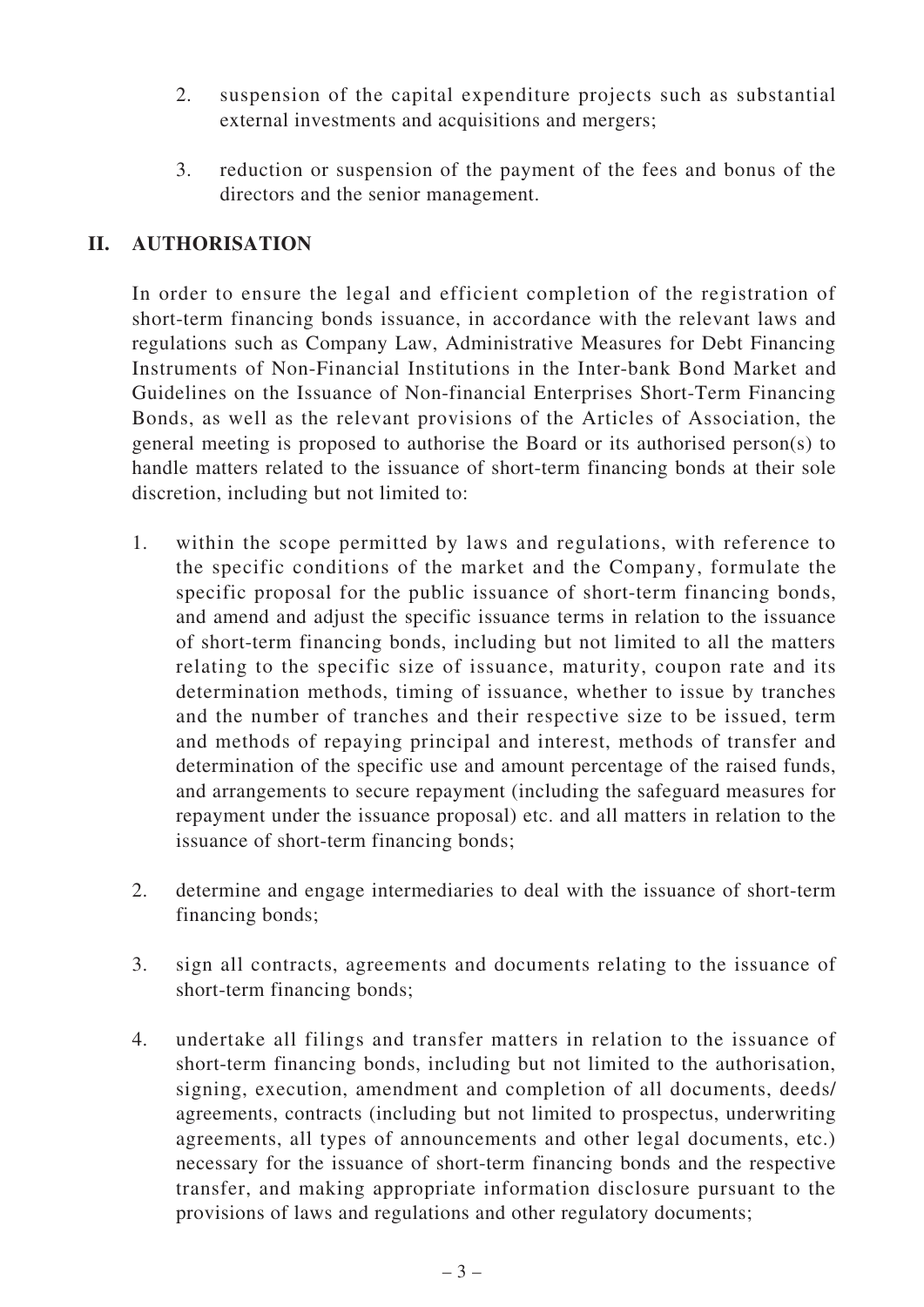2. suspension of the capital expenditure projects such as substantial external investments and acquisitions and mergers;

3. reduction or suspension of the payment of the fees and bonus of the directors and the senior management.

## II. AUTHORISATION

In order to ensure the legal and efficient completion of the registration of short-term financing bonds issuance, in accordance with the relevant laws and regulations such as Company Law, Administrative Measures for Debt Financing Instruments of Non-Financial Institutions in the Inter-bank Bond Market and Guidelines on the Issuance of Non-financial Enterprises Short-Term Financing Bonds, as well as the relevant provisions of the Articles of Association, the general meeting is proposed to authorise the Board or its authorised person(s) to handle matters related to the issuance of short-term financing bonds at their sole discretion, including but not limited to:

1. within the scope permitted by laws and regulations, with reference to the specific conditions of the market and the Company, formulate the specific proposal for the public issuance of short-term financing bonds, and amend and adjust the specific issuance terms in relation to the issuance of short-term financing bonds, including but not limited to all the matters relating to the specific size of issuance, maturity, coupon rate and its determination methods, timing of issuance, whether to issue by tranches and the number of tranches and their respective size to be issued, term and methods of repaying principal and interest, methods of transfer and determination of the specific use and amount percentage of the raised funds, and arrangements to secure repayment (including the safeguard measures for repayment under the issuance proposal) etc. and all matters in relation to the issuance of short-term financing bonds;

2. determine and engage intermediaries to deal with the issuance of short-term financing bonds;

3. sign all contracts, agreements and documents relating to the issuance of short-term financing bonds;

4. undertake all filings and transfer matters in relation to the issuance of short-term financing bonds, including but not limited to the authorisation, signing, execution, amendment and completion of all documents, deeds/agreements, contracts (including but not limited to prospectus, underwriting agreements, all types of announcements and other legal documents, etc.) necessary for the issuance of short-term financing bonds and the respective transfer, and making appropriate information disclosure pursuant to the provisions of laws and regulations and other regulatory documents;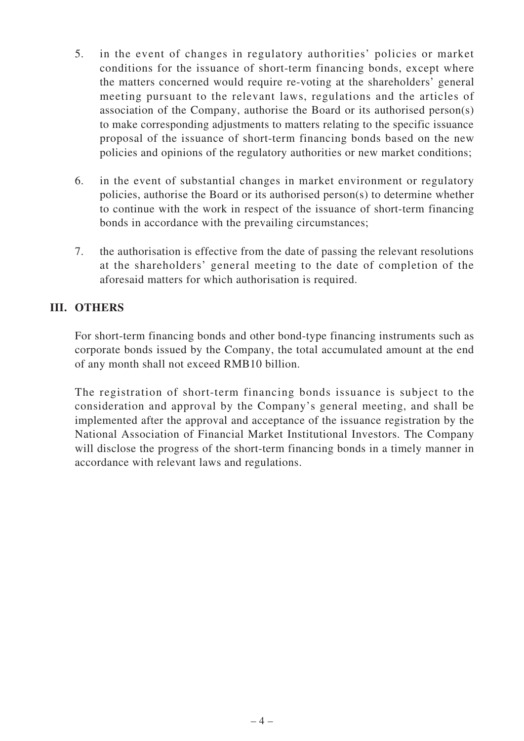5. in the event of changes in regulatory authorities' policies or market conditions for the issuance of short-term financing bonds, except where the matters concerned would require re-voting at the shareholders' general meeting pursuant to the relevant laws, regulations and the articles of association of the Company, authorise the Board or its authorised person(s) to make corresponding adjustments to matters relating to the specific issuance proposal of the issuance of short-term financing bonds based on the new policies and opinions of the regulatory authorities or new market conditions;

6. in the event of substantial changes in market environment or regulatory policies, authorise the Board or its authorised person(s) to determine whether to continue with the work in respect of the issuance of short-term financing bonds in accordance with the prevailing circumstances;

7. the authorisation is effective from the date of passing the relevant resolutions at the shareholders' general meeting to the date of completion of the aforesaid matters for which authorisation is required.

## III. OTHERS

For short-term financing bonds and other bond-type financing instruments such as corporate bonds issued by the Company, the total accumulated amount at the end of any month shall not exceed RMB10 billion.

The registration of short-term financing bonds issuance is subject to the consideration and approval by the Company's general meeting, and shall be implemented after the approval and acceptance of the issuance registration by the National Association of Financial Market Institutional Investors. The Company will disclose the progress of the short-term financing bonds in a timely manner in accordance with relevant laws and regulations.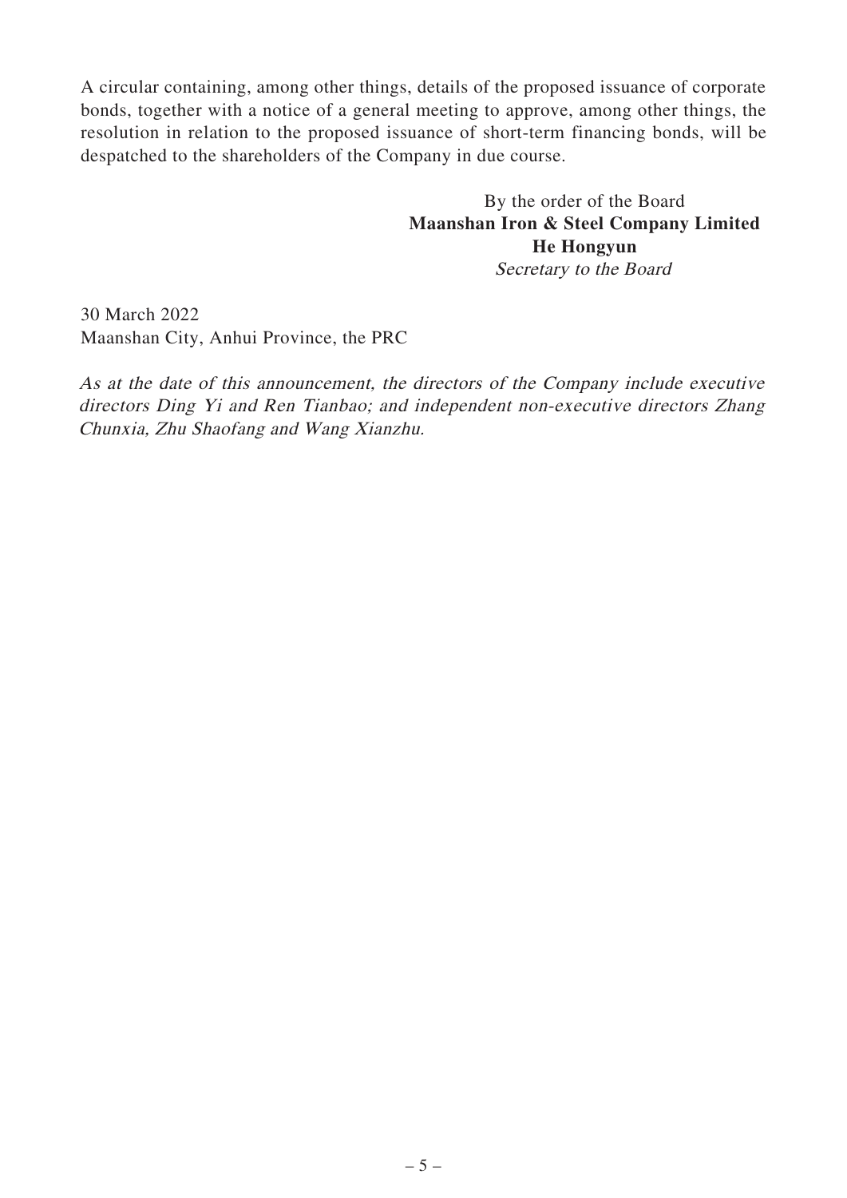A circular containing, among other things, details of the proposed issuance of corporate bonds, together with a notice of a general meeting to approve, among other things, the resolution in relation to the proposed issuance of short-term financing bonds, will be despatched to the shareholders of the Company in due course.

By the order of the Board  
**Maanshan Iron & Steel Company Limited**  
**He Hongyun**  
*Secretary to the Board*

30 March 2022  
Maanshan City, Anhui Province, the PRC

*As at the date of this announcement, the directors of the Company include executive directors Ding Yi and Ren Tianbao; and independent non-executive directors Zhang Chunxia, Zhu Shaofang and Wang Xianzhu.*